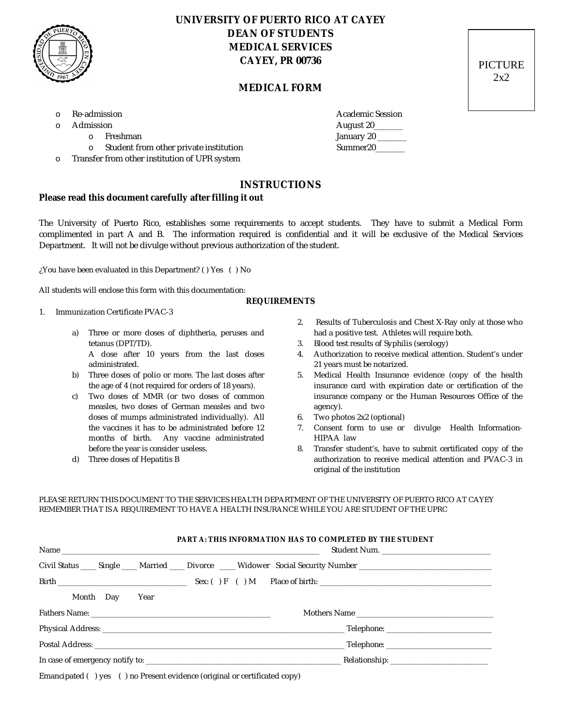# UNIVERSITY OF PUERTO RICO AT CAYEY
## DEAN OF STUDENTS
## MEDICAL SERVICES
## CAYEY, PR 00736

PICTURE 2x2

## MEDICAL FORM

- o Re-admission
- o Admission
  - o Freshman
  - o Student from other private institution
- o Transfer from other institution of UPR system

Academic Session
August 20\_\_\_\_\_\_
January 20 \_\_\_\_\_\_
Summer20\_\_\_\_\_\_

## INSTRUCTIONS

**Please read this document carefully after filling it out**

The University of Puerto Rico, establishes some requirements to accept students. They have to submit a Medical Form complimented in part A and B. The information required is confidential and it will be exclusive of the Medical Services Department. It will not be divulge without previous authorization of the student.

¿You have been evaluated in this Department? ( ) Yes ( ) No

All students will enclose this form with this documentation:

**REQUIREMENTS**

1. Immunization Certificate PVAC-3
   - a) Three or more doses of diphtheria, peruses and tetanus (DPT/TD). A dose after 10 years from the last doses administrated.
   - b) Three doses of polio or more. The last doses after the age of 4 (not required for orders of 18 years).
   - c) Two doses of MMR (or two doses of common measles, two doses of German measles and two doses of mumps administrated individually). All the vaccines it has to be administrated before 12 months of birth. Any vaccine administrated before the year is consider useless.
   - d) Three doses of Hepatitis B
2. Results of Tuberculosis and Chest X-Ray only at those who had a positive test. Athletes will require both.
3. Blood test results of Syphilis (serology)
4. Authorization to receive medical attention. Student's under 21 years must be notarized.
5. Medical Health Insurance evidence (copy of the health insurance card with expiration date or certification of the insurance company or the Human Resources Office of the agency).
6. Two photos 2x2 (optional)
7. Consent form to use or divulge Health Information- HIPAA law
8. Transfer student's, have to submit certificated copy of the authorization to receive medical attention and PVAC-3 in original of the institution

PLEASE RETURN THIS DOCUMENT TO THE SERVICES HEALTH DEPARTMENT OF THE UNIVERSITY OF PUERTO RICO AT CAYEY
REMEMBER THAT IS A REQUIREMENT TO HAVE A HEALTH INSURANCE WHILE YOU ARE STUDENT OF THE UPRC

**PART A: THIS INFORMATION HAS TO COMPLETED BY THE STUDENT**

Name \_\_\_\_\_\_\_\_\_\_\_\_\_\_\_\_\_\_\_\_\_\_\_\_\_\_\_\_\_\_\_\_\_\_\_\_\_\_\_\_\_\_\_\_ Student Num. \_\_\_\_\_\_\_\_\_\_\_\_\_\_\_\_\_\_\_\_

Civil Status \_\_\_\_ Single \_\_\_\_ Married \_\_\_\_ Divorce \_\_\_\_ Widower Social Security Number \_\_\_\_\_\_\_\_\_\_\_\_\_\_\_\_\_\_\_\_

Birth \_\_\_\_\_\_\_\_\_\_\_\_\_\_\_\_\_\_\_\_ Sex: ( ) F ( ) M Place of birth: \_\_\_\_\_\_\_\_\_\_\_\_\_\_\_\_\_\_\_\_
Month Day Year

Fathers Name: \_\_\_\_\_\_\_\_\_\_\_\_\_\_\_\_\_\_\_\_\_\_\_\_\_\_\_\_ Mothers Name \_\_\_\_\_\_\_\_\_\_\_\_\_\_\_\_\_\_\_\_\_\_

Physical Address: \_\_\_\_\_\_\_\_\_\_\_\_\_\_\_\_\_\_\_\_\_\_\_\_\_\_\_\_\_\_\_\_\_\_\_\_\_\_ Telephone: \_\_\_\_\_\_\_\_\_\_\_\_\_\_\_\_

Postal Address: \_\_\_\_\_\_\_\_\_\_\_\_\_\_\_\_\_\_\_\_\_\_\_\_\_\_\_\_\_\_\_\_\_\_\_\_\_\_ Telephone: \_\_\_\_\_\_\_\_\_\_\_\_\_\_\_\_

In case of emergency notify to: \_\_\_\_\_\_\_\_\_\_\_\_\_\_\_\_\_\_\_\_\_\_\_\_\_\_\_\_ Relationship: \_\_\_\_\_\_\_\_\_\_\_\_\_\_\_\_

Emancipated ( ) yes ( ) no Present evidence (original or certificated copy)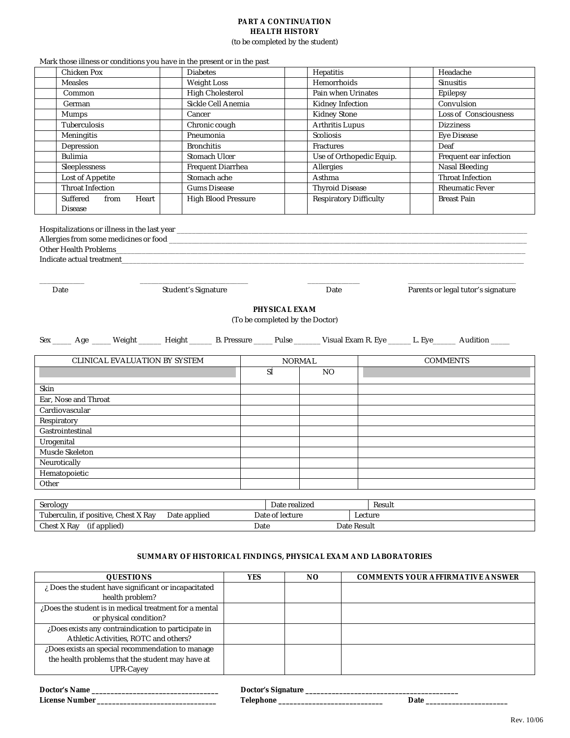**PART A CONTINUATION**
**HEALTH HISTORY**
(to be completed by the student)

Mark those illness or conditions you have in the present or in the past

| | | | | | | | |
|---|---|---|---|---|---|---|---|
| | Chicken Pox | | Diabetes | | Hepatitis | | Headache |
| | Measles | | Weight Loss | | Hemorrhoids | | Sinusitis |
| | Common | | High Cholesterol | | Pain when Urinates | | Epilepsy |
| | German | | Sickle Cell Anemia | | Kidney Infection | | Convulsion |
| | Mumps | | Cancer | | Kidney Stone | | Loss of Consciousness |
| | Tuberculosis | | Chronic cough | | Arthritis Lupus | | Dizziness |
| | Meningitis | | Pneumonia | | Scoliosis | | Eye Disease |
| | Depression | | Bronchitis | | Fractures | | Deaf |
| | Bulimia | | Stomach Ulcer | | Use of Orthopedic Equip. | | Frequent ear infection |
| | Sleeplessness | | Frequent Diarrhea | | Allergies | | Nasal Bleeding |
| | Lost of Appetite | | Stomach ache | | Asthma | | Throat Infection |
| | Throat Infection | | Gums Disease | | Thyroid Disease | | Rheumatic Fever |
| | Suffered from Heart Disease | | High Blood Pressure | | Respiratory Difficulty | | Breast Pain |

Hospitalizations or illness in the last year ___________________________________________

Allergies from some medicines or food ___________________________________________

Other Health Problems___________________________________________

Indicate actual treatment___________________________________________

___________ Date ___________________________ Student's Signature _____________ Date ___________________________ Parents or legal tutor's signature

**PHYSICAL EXAM**
(To be completed by the Doctor)

Sex _____ Age _____ Weight ______ Height ______ B. Pressure _____ Pulse _______ Visual Exam R. Eye ______ L. Eye______ Audition _____

| CLINICAL EVALUATION BY SYSTEM | NORMAL | | COMMENTS |
|---|---|---|---|
| | SÍ | NO | |
| Skin | | | |
| Ear, Nose and Throat | | | |
| Cardiovascular | | | |
| Respiratory | | | |
| Gastrointestinal | | | |
| Urogenital | | | |
| Muscle Skeleton | | | |
| Neurotically | | | |
| Hematopoietic | | | |
| Other | | | |

| | | |
|---|---|---|
| Serology | Date realized | Result |
| Tuberculin, if positive, Chest X Ray Date applied | Date of lecture | Lecture |
| Chest X Ray (if applied) | Date | Date Result |

**SUMMARY OF HISTORICAL FINDINGS, PHYSICAL EXAM AND LABORATORIES**

| QUESTIONS | YES | NO | COMMENTS YOUR AFFIRMATIVE ANSWER |
|---|---|---|---|
| ¿ Does the student have significant or incapacitated health problem? | | | |
| ¿Does the student is in medical treatment for a mental or physical condition? | | | |
| ¿Does exists any contraindication to participate in Athletic Activities, ROTC and others? | | | |
| ¿Does exists an special recommendation to manage the health problems that the student may have at UPR-Cayey | | | |

**Doctor's Name** ________________________________ **Doctor's Signature** ________________________________

**License Number** ________________________________ **Telephone** ___________________________ **Date** ____________________

Rev. 10/06